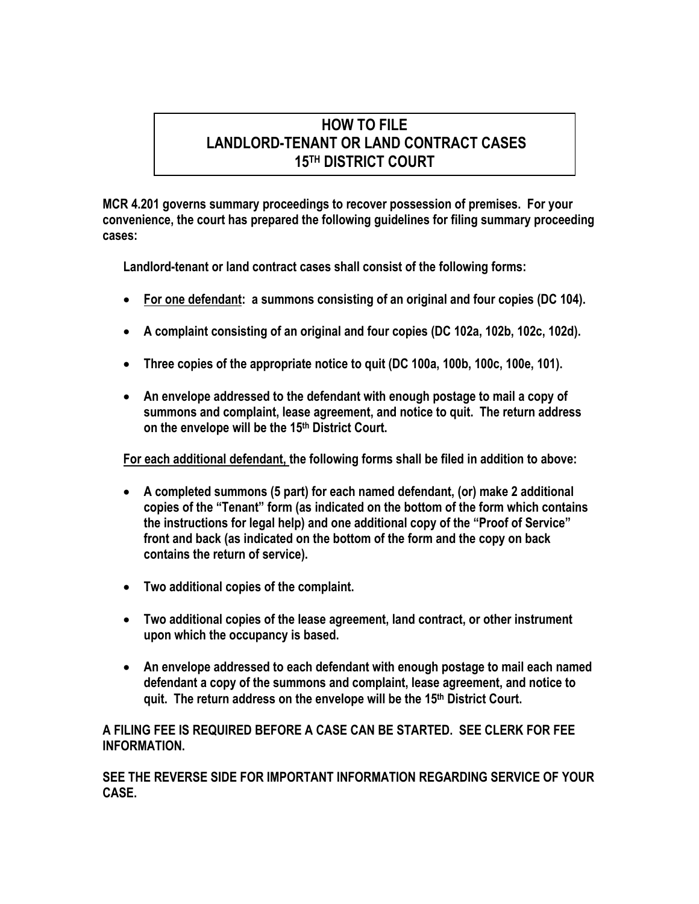# HOW TO FILE LANDLORD-TENANT OR LAND CONTRACT CASES 15TH DISTRICT COURT

**MCR 4.201 governs summary proceedings to recover possession of premises. For your convenience, the court has prepared the following guidelines for filing summary proceeding cases:**

**Landlord-tenant or land contract cases shall consist of the following forms:**

- **For one defendant: a summons consisting of an original and four copies (DC 104).**
- **A complaint consisting of an original and four copies (DC 102a, 102b, 102c, 102d).**
- **Three copies of the appropriate notice to quit (DC 100a, 100b, 100c, 100e, 101).**
- **An envelope addressed to the defendant with enough postage to mail a copy of summons and complaint, lease agreement, and notice to quit. The return address on the envelope will be the 15th District Court.**

**For each additional defendant, the following forms shall be filed in addition to above:**

- **A completed summons (5 part) for each named defendant, (or) make 2 additional copies of the "Tenant" form (as indicated on the bottom of the form which contains the instructions for legal help) and one additional copy of the "Proof of Service" front and back (as indicated on the bottom of the form and the copy on back contains the return of service).**
- **Two additional copies of the complaint.**
- **Two additional copies of the lease agreement, land contract, or other instrument upon which the occupancy is based.**
- **An envelope addressed to each defendant with enough postage to mail each named defendant a copy of the summons and complaint, lease agreement, and notice to quit. The return address on the envelope will be the 15th District Court.**

**A FILING FEE IS REQUIRED BEFORE A CASE CAN BE STARTED. SEE CLERK FOR FEE INFORMATION.**

**SEE THE REVERSE SIDE FOR IMPORTANT INFORMATION REGARDING SERVICE OF YOUR CASE.**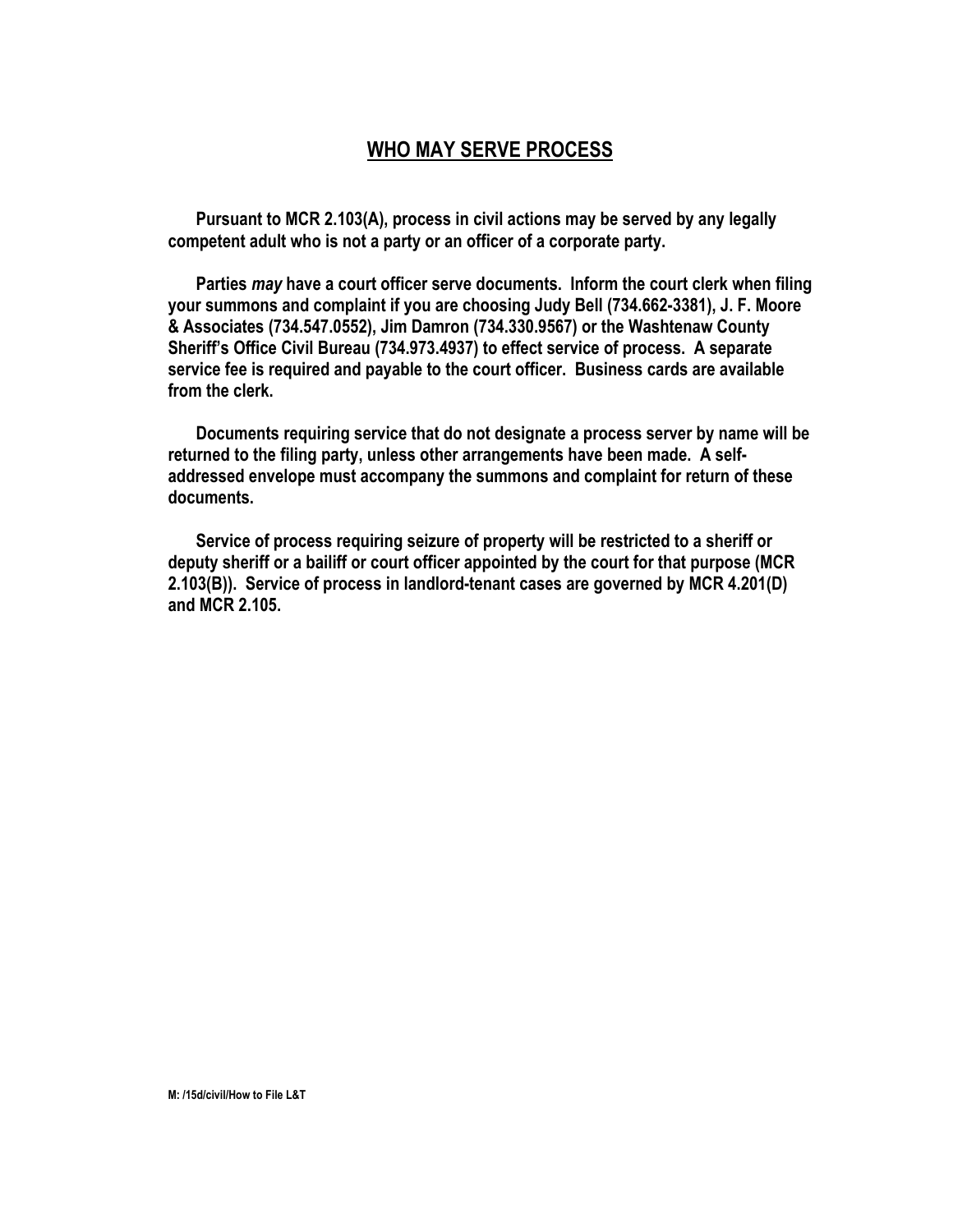## WHO MAY SERVE PROCESS

**Pursuant to MCR 2.103(A), process in civil actions may be served by any legally competent adult who is not a party or an officer of a corporate party.**

**Parties *may* have a court officer serve documents. Inform the court clerk when filing your summons and complaint if you are choosing Judy Bell (734.662-3381), J. F. Moore & Associates (734.547.0552), Jim Damron (734.330.9567) or the Washtenaw County Sheriff's Office Civil Bureau (734.973.4937) to effect service of process. A separate service fee is required and payable to the court officer. Business cards are available from the clerk.**

**Documents requiring service that do not designate a process server by name will be returned to the filing party, unless other arrangements have been made. A self-addressed envelope must accompany the summons and complaint for return of these documents.**

**Service of process requiring seizure of property will be restricted to a sheriff or deputy sheriff or a bailiff or court officer appointed by the court for that purpose (MCR 2.103(B)). Service of process in landlord-tenant cases are governed by MCR 4.201(D) and MCR 2.105.**

M: /15d/civil/How to File L&T